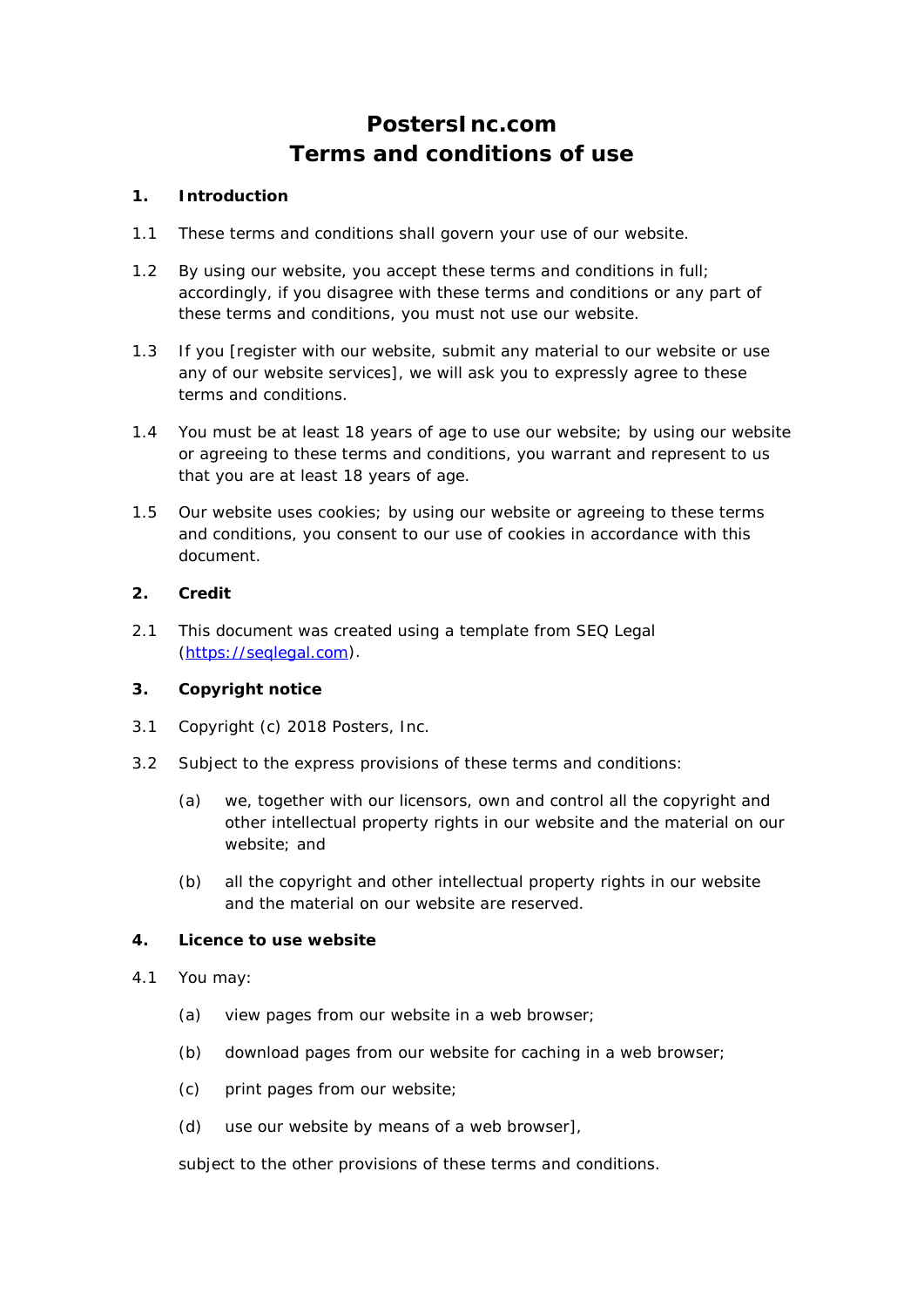# PostersInc.com
# Terms and conditions of use

## 1. Introduction

1.1 These terms and conditions shall govern your use of our website.

1.2 By using our website, you accept these terms and conditions in full; accordingly, if you disagree with these terms and conditions or any part of these terms and conditions, you must not use our website.

1.3 If you [register with our website, submit any material to our website or use any of our website services], we will ask you to expressly agree to these terms and conditions.

1.4 You must be at least 18 years of age to use our website; by using our website or agreeing to these terms and conditions, you warrant and represent to us that you are at least 18 years of age.

1.5 Our website uses cookies; by using our website or agreeing to these terms and conditions, you consent to our use of cookies in accordance with this document.

## 2. Credit

2.1 This document was created using a template from SEQ Legal (https://seqlegal.com).

## 3. Copyright notice

3.1 Copyright (c) 2018 Posters, Inc.

3.2 Subject to the express provisions of these terms and conditions:

(a) we, together with our licensors, own and control all the copyright and other intellectual property rights in our website and the material on our website; and

(b) all the copyright and other intellectual property rights in our website and the material on our website are reserved.

## 4. Licence to use website

4.1 You may:

(a) view pages from our website in a web browser;

(b) download pages from our website for caching in a web browser;

(c) print pages from our website;

(d) use our website by means of a web browser],

subject to the other provisions of these terms and conditions.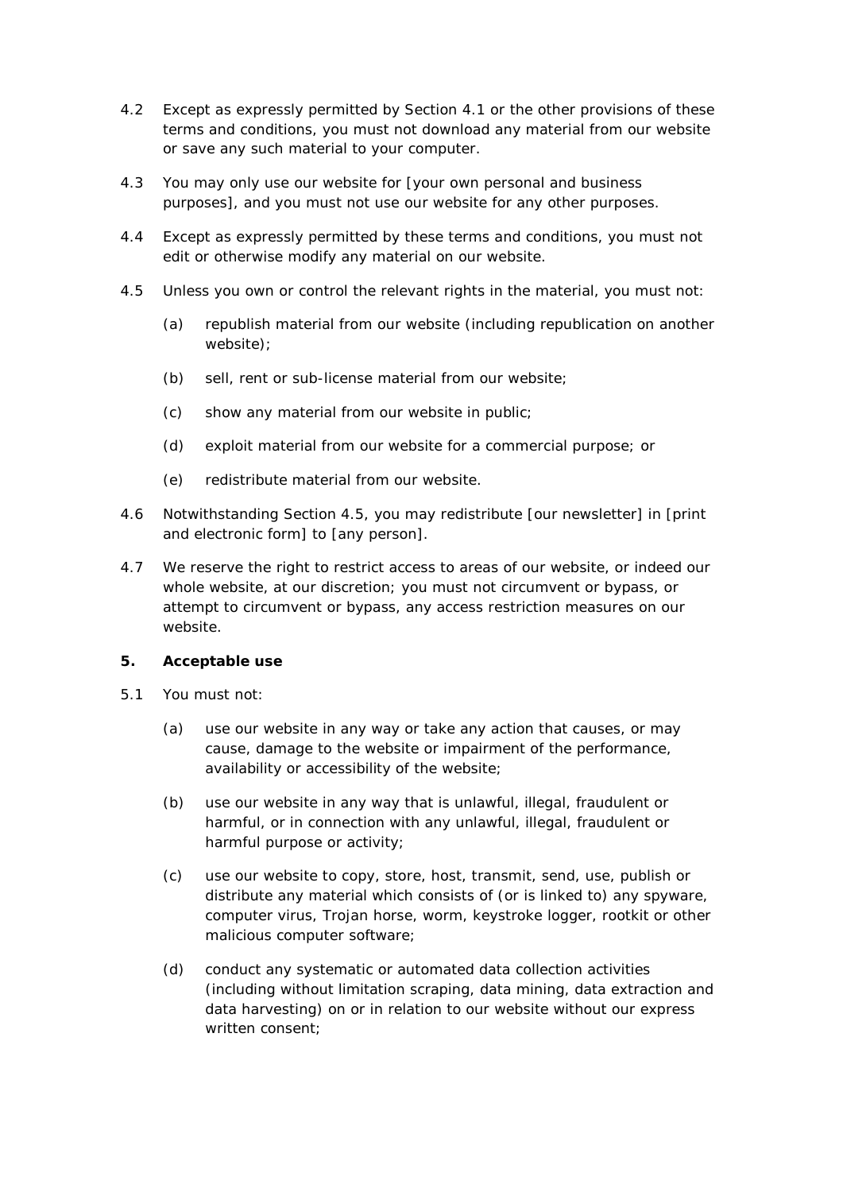4.2 Except as expressly permitted by Section 4.1 or the other provisions of these terms and conditions, you must not download any material from our website or save any such material to your computer.

4.3 You may only use our website for [your own personal and business purposes], and you must not use our website for any other purposes.

4.4 Except as expressly permitted by these terms and conditions, you must not edit or otherwise modify any material on our website.

4.5 Unless you own or control the relevant rights in the material, you must not:

(a) republish material from our website (including republication on another website);

(b) sell, rent or sub-license material from our website;

(c) show any material from our website in public;

(d) exploit material from our website for a commercial purpose; or

(e) redistribute material from our website.

4.6 Notwithstanding Section 4.5, you may redistribute [our newsletter] in [print and electronic form] to [any person].

4.7 We reserve the right to restrict access to areas of our website, or indeed our whole website, at our discretion; you must not circumvent or bypass, or attempt to circumvent or bypass, any access restriction measures on our website.

## 5. Acceptable use

5.1 You must not:

(a) use our website in any way or take any action that causes, or may cause, damage to the website or impairment of the performance, availability or accessibility of the website;

(b) use our website in any way that is unlawful, illegal, fraudulent or harmful, or in connection with any unlawful, illegal, fraudulent or harmful purpose or activity;

(c) use our website to copy, store, host, transmit, send, use, publish or distribute any material which consists of (or is linked to) any spyware, computer virus, Trojan horse, worm, keystroke logger, rootkit or other malicious computer software;

(d) conduct any systematic or automated data collection activities (including without limitation scraping, data mining, data extraction and data harvesting) on or in relation to our website without our express written consent;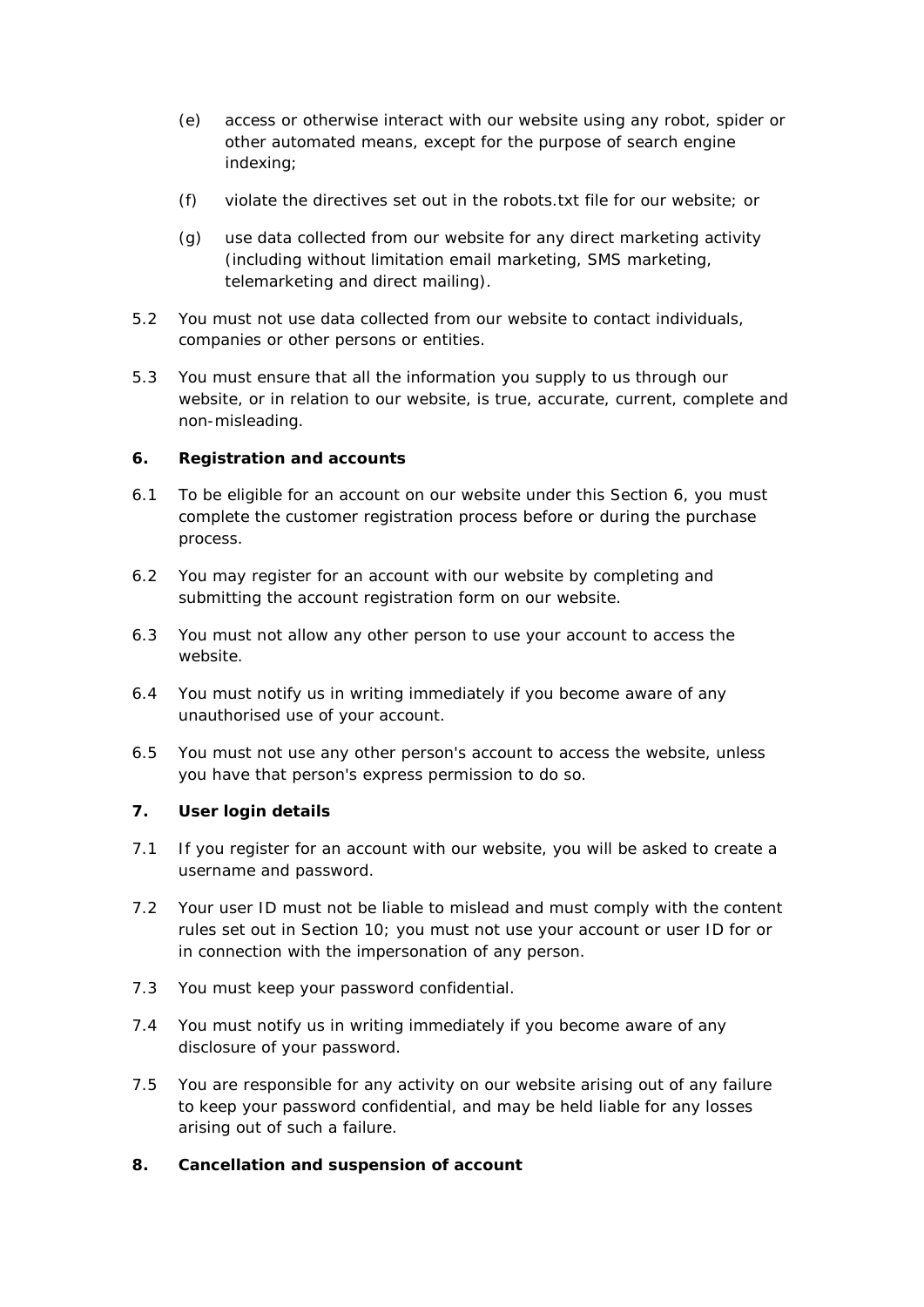(e) access or otherwise interact with our website using any robot, spider or other automated means, except for the purpose of search engine indexing;

(f) violate the directives set out in the robots.txt file for our website; or

(g) use data collected from our website for any direct marketing activity (including without limitation email marketing, SMS marketing, telemarketing and direct mailing).

5.2 You must not use data collected from our website to contact individuals, companies or other persons or entities.

5.3 You must ensure that all the information you supply to us through our website, or in relation to our website, is true, accurate, current, complete and non-misleading.

## 6. Registration and accounts

6.1 To be eligible for an account on our website under this Section 6, you must complete the customer registration process before or during the purchase process.

6.2 You may register for an account with our website by completing and submitting the account registration form on our website.

6.3 You must not allow any other person to use your account to access the website.

6.4 You must notify us in writing immediately if you become aware of any unauthorised use of your account.

6.5 You must not use any other person's account to access the website, unless you have that person's express permission to do so.

## 7. User login details

7.1 If you register for an account with our website, you will be asked to create a username and password.

7.2 Your user ID must not be liable to mislead and must comply with the content rules set out in Section 10; you must not use your account or user ID for or in connection with the impersonation of any person.

7.3 You must keep your password confidential.

7.4 You must notify us in writing immediately if you become aware of any disclosure of your password.

7.5 You are responsible for any activity on our website arising out of any failure to keep your password confidential, and may be held liable for any losses arising out of such a failure.

## 8. Cancellation and suspension of account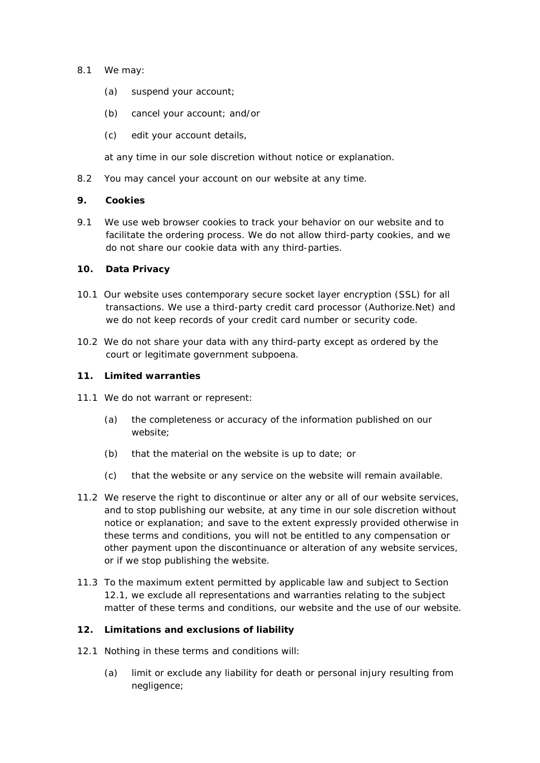8.1 We may:

(a) suspend your account;

(b) cancel your account; and/or

(c) edit your account details,

at any time in our sole discretion without notice or explanation.

8.2 You may cancel your account on our website at any time.

## 9. Cookies

9.1 We use web browser cookies to track your behavior on our website and to facilitate the ordering process. We do not allow third-party cookies, and we do not share our cookie data with any third-parties.

## 10. Data Privacy

10.1 Our website uses contemporary secure socket layer encryption (SSL) for all transactions. We use a third-party credit card processor (Authorize.Net) and we do not keep records of your credit card number or security code.

10.2 We do not share your data with any third-party except as ordered by the court or legitimate government subpoena.

## 11. Limited warranties

11.1 We do not warrant or represent:

(a) the completeness or accuracy of the information published on our website;

(b) that the material on the website is up to date; or

(c) that the website or any service on the website will remain available.

11.2 We reserve the right to discontinue or alter any or all of our website services, and to stop publishing our website, at any time in our sole discretion without notice or explanation; and save to the extent expressly provided otherwise in these terms and conditions, you will not be entitled to any compensation or other payment upon the discontinuance or alteration of any website services, or if we stop publishing the website.

11.3 To the maximum extent permitted by applicable law and subject to Section 12.1, we exclude all representations and warranties relating to the subject matter of these terms and conditions, our website and the use of our website.

## 12. Limitations and exclusions of liability

12.1 Nothing in these terms and conditions will:

(a) limit or exclude any liability for death or personal injury resulting from negligence;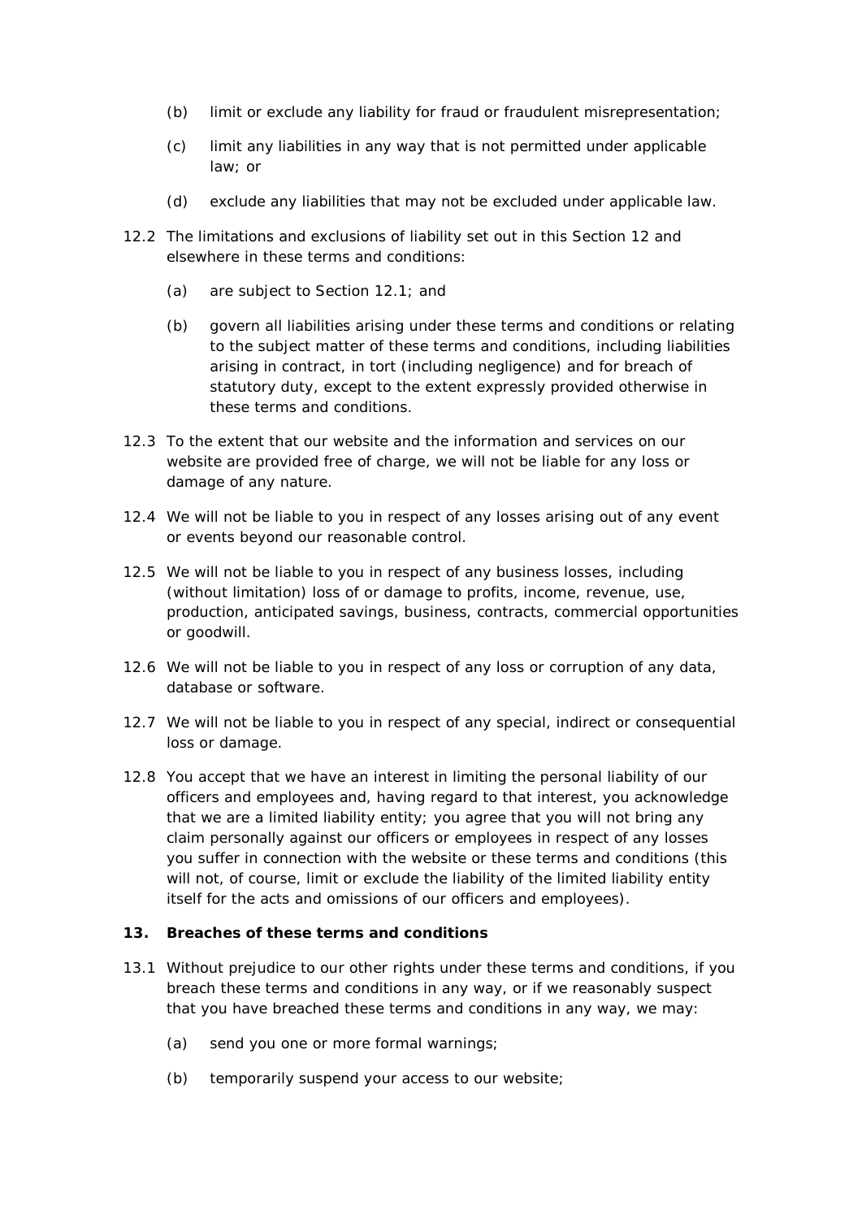(b) limit or exclude any liability for fraud or fraudulent misrepresentation;

(c) limit any liabilities in any way that is not permitted under applicable law; or

(d) exclude any liabilities that may not be excluded under applicable law.

12.2 The limitations and exclusions of liability set out in this Section 12 and elsewhere in these terms and conditions:

(a) are subject to Section 12.1; and

(b) govern all liabilities arising under these terms and conditions or relating to the subject matter of these terms and conditions, including liabilities arising in contract, in tort (including negligence) and for breach of statutory duty, except to the extent expressly provided otherwise in these terms and conditions.

12.3 To the extent that our website and the information and services on our website are provided free of charge, we will not be liable for any loss or damage of any nature.

12.4 We will not be liable to you in respect of any losses arising out of any event or events beyond our reasonable control.

12.5 We will not be liable to you in respect of any business losses, including (without limitation) loss of or damage to profits, income, revenue, use, production, anticipated savings, business, contracts, commercial opportunities or goodwill.

12.6 We will not be liable to you in respect of any loss or corruption of any data, database or software.

12.7 We will not be liable to you in respect of any special, indirect or consequential loss or damage.

12.8 You accept that we have an interest in limiting the personal liability of our officers and employees and, having regard to that interest, you acknowledge that we are a limited liability entity; you agree that you will not bring any claim personally against our officers or employees in respect of any losses you suffer in connection with the website or these terms and conditions (this will not, of course, limit or exclude the liability of the limited liability entity itself for the acts and omissions of our officers and employees).

## 13. Breaches of these terms and conditions

13.1 Without prejudice to our other rights under these terms and conditions, if you breach these terms and conditions in any way, or if we reasonably suspect that you have breached these terms and conditions in any way, we may:

(a) send you one or more formal warnings;

(b) temporarily suspend your access to our website;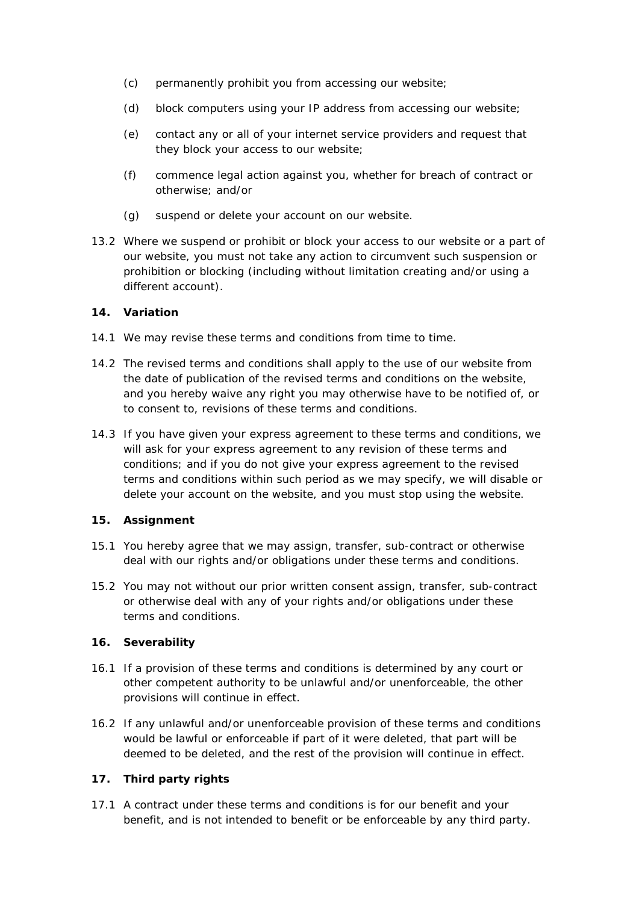(c) permanently prohibit you from accessing our website;

(d) block computers using your IP address from accessing our website;

(e) contact any or all of your internet service providers and request that they block your access to our website;

(f) commence legal action against you, whether for breach of contract or otherwise; and/or

(g) suspend or delete your account on our website.

13.2 Where we suspend or prohibit or block your access to our website or a part of our website, you must not take any action to circumvent such suspension or prohibition or blocking (including without limitation creating and/or using a different account).

**14. Variation**

14.1 We may revise these terms and conditions from time to time.

14.2 The revised terms and conditions shall apply to the use of our website from the date of publication of the revised terms and conditions on the website, and you hereby waive any right you may otherwise have to be notified of, or to consent to, revisions of these terms and conditions.

14.3 If you have given your express agreement to these terms and conditions, we will ask for your express agreement to any revision of these terms and conditions; and if you do not give your express agreement to the revised terms and conditions within such period as we may specify, we will disable or delete your account on the website, and you must stop using the website.

**15. Assignment**

15.1 You hereby agree that we may assign, transfer, sub-contract or otherwise deal with our rights and/or obligations under these terms and conditions.

15.2 You may not without our prior written consent assign, transfer, sub-contract or otherwise deal with any of your rights and/or obligations under these terms and conditions.

**16. Severability**

16.1 If a provision of these terms and conditions is determined by any court or other competent authority to be unlawful and/or unenforceable, the other provisions will continue in effect.

16.2 If any unlawful and/or unenforceable provision of these terms and conditions would be lawful or enforceable if part of it were deleted, that part will be deemed to be deleted, and the rest of the provision will continue in effect.

**17. Third party rights**

17.1 A contract under these terms and conditions is for our benefit and your benefit, and is not intended to benefit or be enforceable by any third party.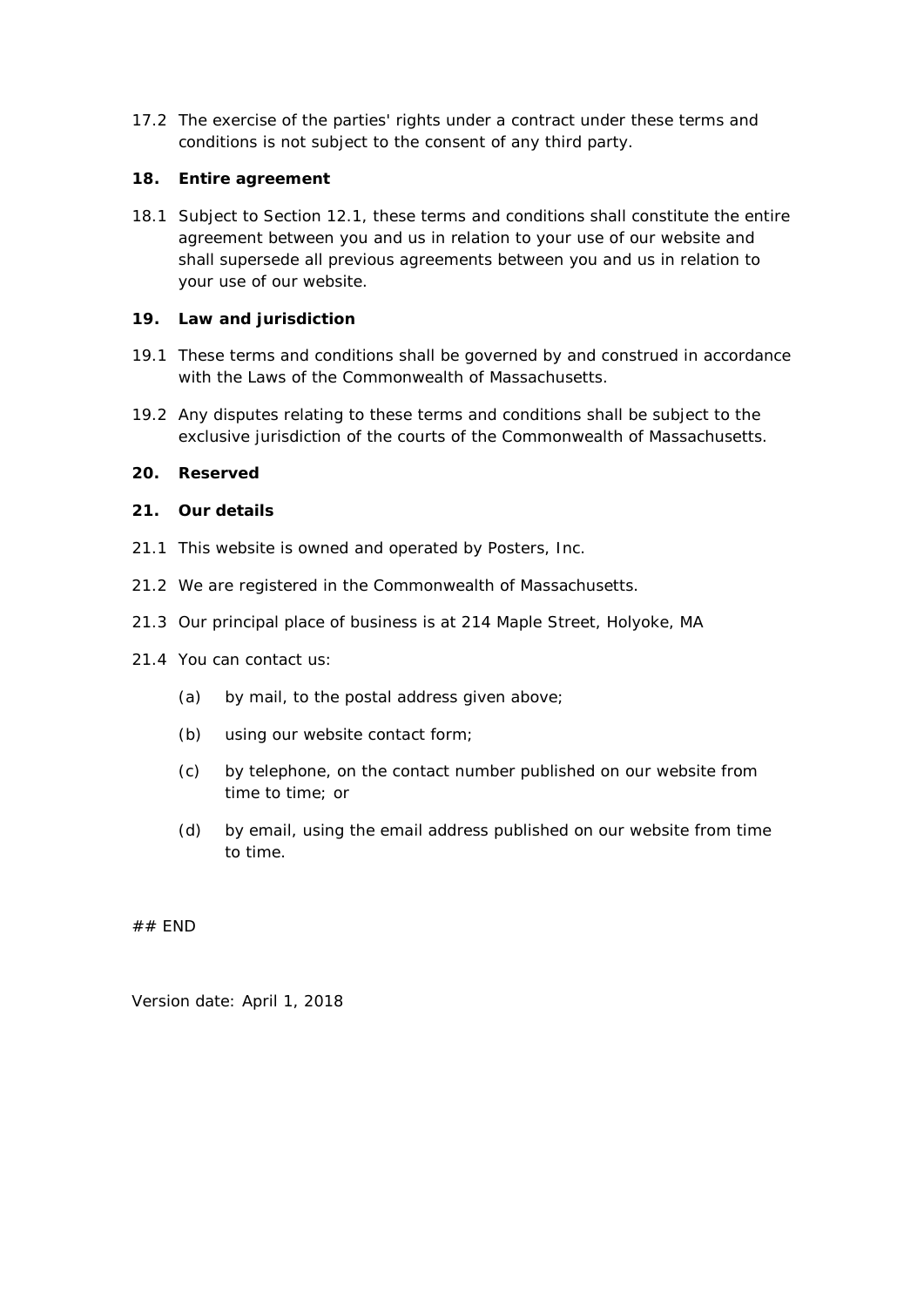17.2 The exercise of the parties' rights under a contract under these terms and conditions is not subject to the consent of any third party.

**18. Entire agreement**

18.1 Subject to Section 12.1, these terms and conditions shall constitute the entire agreement between you and us in relation to your use of our website and shall supersede all previous agreements between you and us in relation to your use of our website.

**19. Law and jurisdiction**

19.1 These terms and conditions shall be governed by and construed in accordance with the Laws of the Commonwealth of Massachusetts.

19.2 Any disputes relating to these terms and conditions shall be subject to the exclusive jurisdiction of the courts of the Commonwealth of Massachusetts.

**20. Reserved**

**21. Our details**

21.1 This website is owned and operated by Posters, Inc.

21.2 We are registered in the Commonwealth of Massachusetts.

21.3 Our principal place of business is at 214 Maple Street, Holyoke, MA

21.4 You can contact us:

(a) by mail, to the postal address given above;

(b) using our website contact form;

(c) by telephone, on the contact number published on our website from time to time; or

(d) by email, using the email address published on our website from time to time.

## END

Version date: April 1, 2018